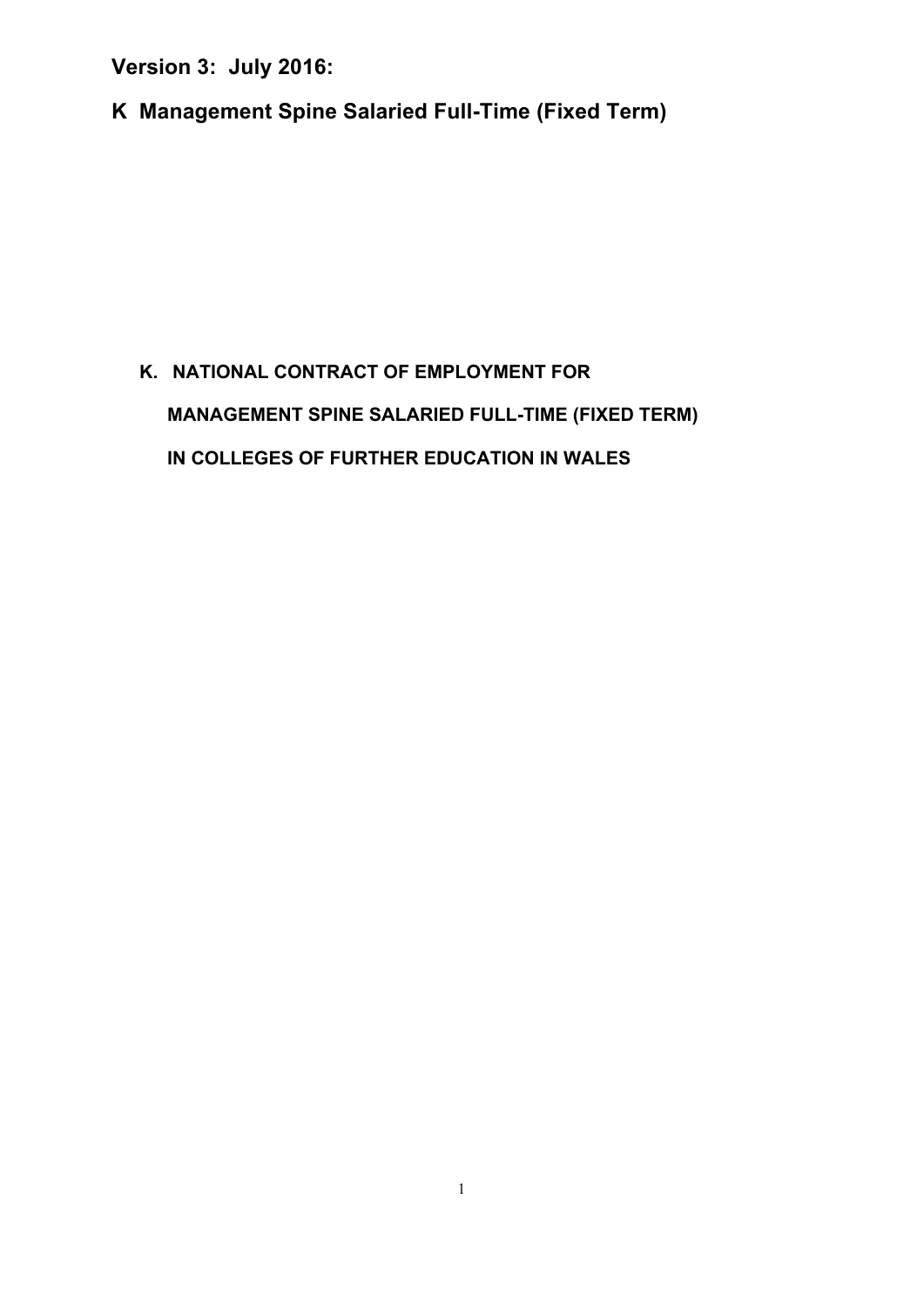**Version 3: July 2016:**

**K Management Spine Salaried Full-Time (Fixed Term)**

**K. NATIONAL CONTRACT OF EMPLOYMENT FOR**

**MANAGEMENT SPINE SALARIED FULL-TIME (FIXED TERM)**

**IN COLLEGES OF FURTHER EDUCATION IN WALES**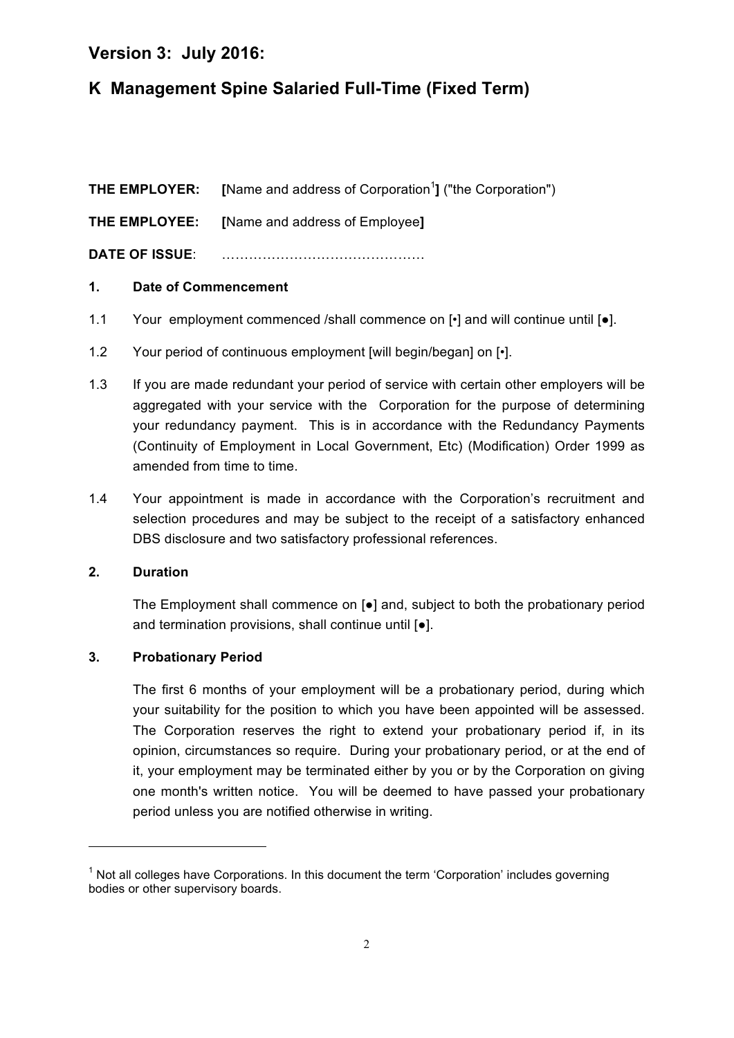# Version 3: July 2016:

# K Management Spine Salaried Full-Time (Fixed Term)

**THE EMPLOYER:** **[**Name and address of Corporation[1]**]** ("the Corporation")

**THE EMPLOYEE:** **[**Name and address of Employee**]**

**DATE OF ISSUE**: ………………………………………

## 1. Date of Commencement

1.1 Your employment commenced /shall commence on [•] and will continue until [●].

1.2 Your period of continuous employment [will begin/began] on [•].

1.3 If you are made redundant your period of service with certain other employers will be aggregated with your service with the Corporation for the purpose of determining your redundancy payment. This is in accordance with the Redundancy Payments (Continuity of Employment in Local Government, Etc) (Modification) Order 1999 as amended from time to time.

1.4 Your appointment is made in accordance with the Corporation's recruitment and selection procedures and may be subject to the receipt of a satisfactory enhanced DBS disclosure and two satisfactory professional references.

## 2. Duration

The Employment shall commence on [●] and, subject to both the probationary period and termination provisions, shall continue until [●].

## 3. Probationary Period

The first 6 months of your employment will be a probationary period, during which your suitability for the position to which you have been appointed will be assessed. The Corporation reserves the right to extend your probationary period if, in its opinion, circumstances so require. During your probationary period, or at the end of it, your employment may be terminated either by you or by the Corporation on giving one month's written notice. You will be deemed to have passed your probationary period unless you are notified otherwise in writing.

---

[1] Not all colleges have Corporations. In this document the term 'Corporation' includes governing bodies or other supervisory boards.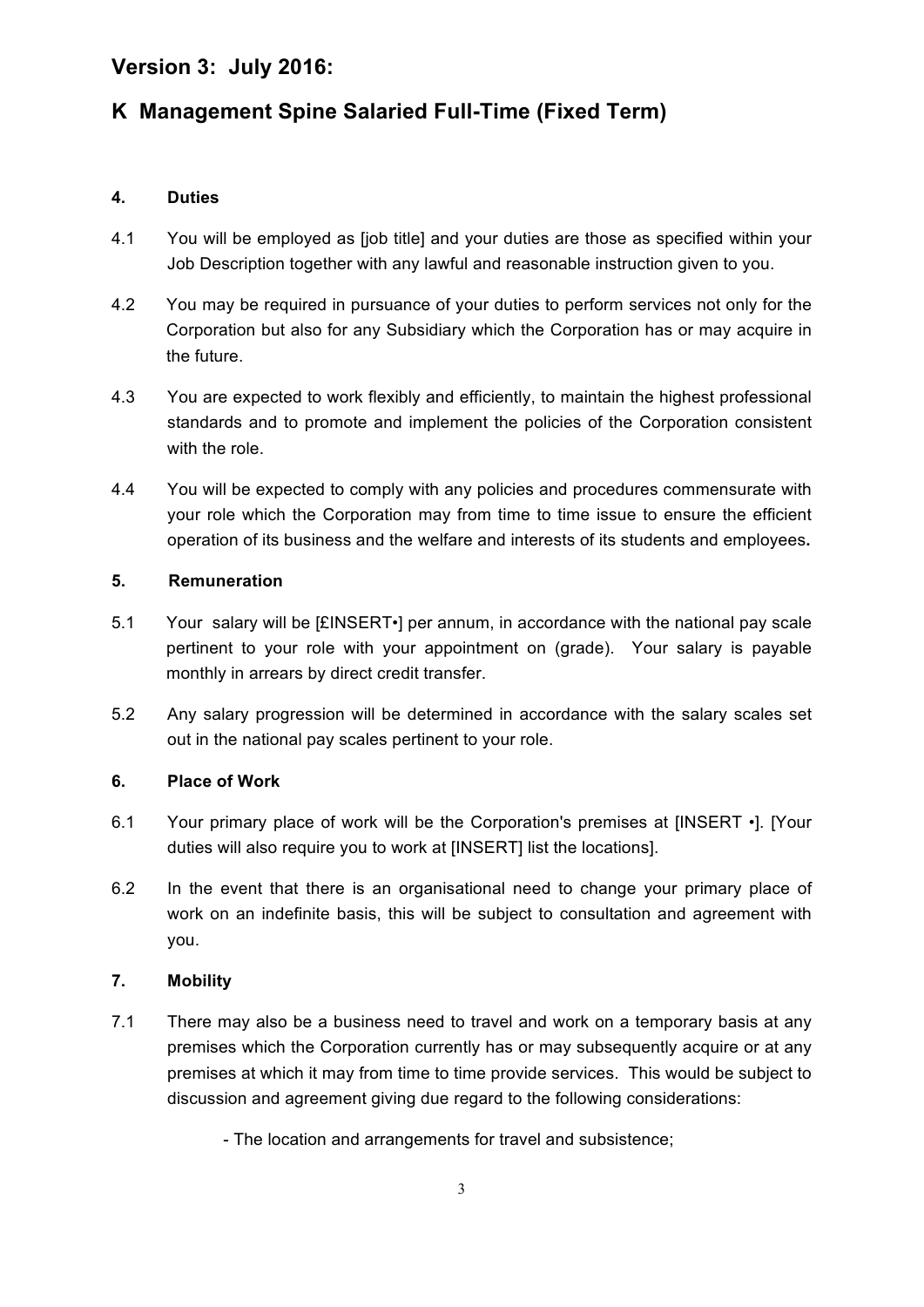## Version 3: July 2016:

## K Management Spine Salaried Full-Time (Fixed Term)

### 4. Duties

4.1 You will be employed as [job title] and your duties are those as specified within your Job Description together with any lawful and reasonable instruction given to you.

4.2 You may be required in pursuance of your duties to perform services not only for the Corporation but also for any Subsidiary which the Corporation has or may acquire in the future.

4.3 You are expected to work flexibly and efficiently, to maintain the highest professional standards and to promote and implement the policies of the Corporation consistent with the role.

4.4 You will be expected to comply with any policies and procedures commensurate with your role which the Corporation may from time to time issue to ensure the efficient operation of its business and the welfare and interests of its students and employees**.**

### 5. Remuneration

5.1 Your salary will be [£INSERT•] per annum, in accordance with the national pay scale pertinent to your role with your appointment on (grade). Your salary is payable monthly in arrears by direct credit transfer.

5.2 Any salary progression will be determined in accordance with the salary scales set out in the national pay scales pertinent to your role.

### 6. Place of Work

6.1 Your primary place of work will be the Corporation's premises at [INSERT •]. [Your duties will also require you to work at [INSERT] list the locations].

6.2 In the event that there is an organisational need to change your primary place of work on an indefinite basis, this will be subject to consultation and agreement with you.

### 7. Mobility

7.1 There may also be a business need to travel and work on a temporary basis at any premises which the Corporation currently has or may subsequently acquire or at any premises at which it may from time to time provide services. This would be subject to discussion and agreement giving due regard to the following considerations:

- The location and arrangements for travel and subsistence;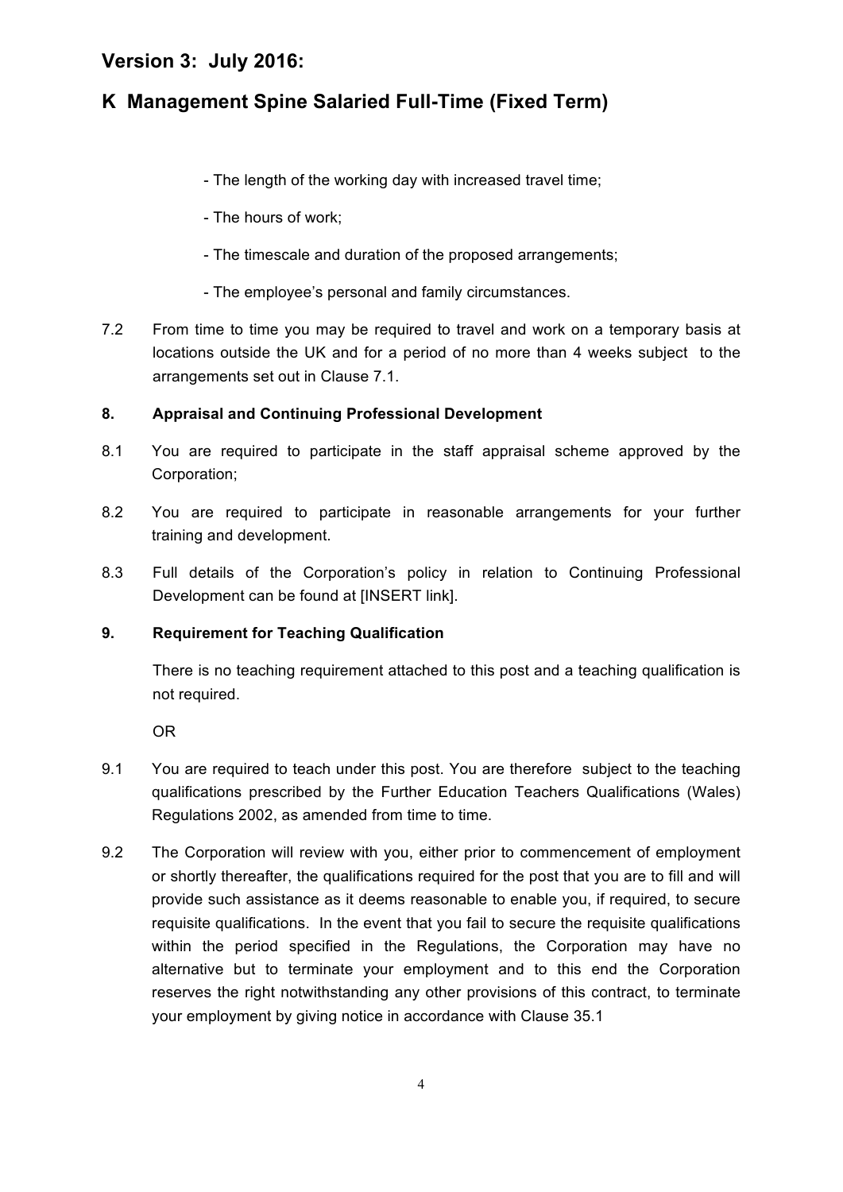- The length of the working day with increased travel time;

- The hours of work;

- The timescale and duration of the proposed arrangements;

- The employee's personal and family circumstances.

7.2 From time to time you may be required to travel and work on a temporary basis at locations outside the UK and for a period of no more than 4 weeks subject to the arrangements set out in Clause 7.1.

**8. Appraisal and Continuing Professional Development**

8.1 You are required to participate in the staff appraisal scheme approved by the Corporation;

8.2 You are required to participate in reasonable arrangements for your further training and development.

8.3 Full details of the Corporation's policy in relation to Continuing Professional Development can be found at [INSERT link].

**9. Requirement for Teaching Qualification**

There is no teaching requirement attached to this post and a teaching qualification is not required.

OR

9.1 You are required to teach under this post. You are therefore subject to the teaching qualifications prescribed by the Further Education Teachers Qualifications (Wales) Regulations 2002, as amended from time to time.

9.2 The Corporation will review with you, either prior to commencement of employment or shortly thereafter, the qualifications required for the post that you are to fill and will provide such assistance as it deems reasonable to enable you, if required, to secure requisite qualifications. In the event that you fail to secure the requisite qualifications within the period specified in the Regulations, the Corporation may have no alternative but to terminate your employment and to this end the Corporation reserves the right notwithstanding any other provisions of this contract, to terminate your employment by giving notice in accordance with Clause 35.1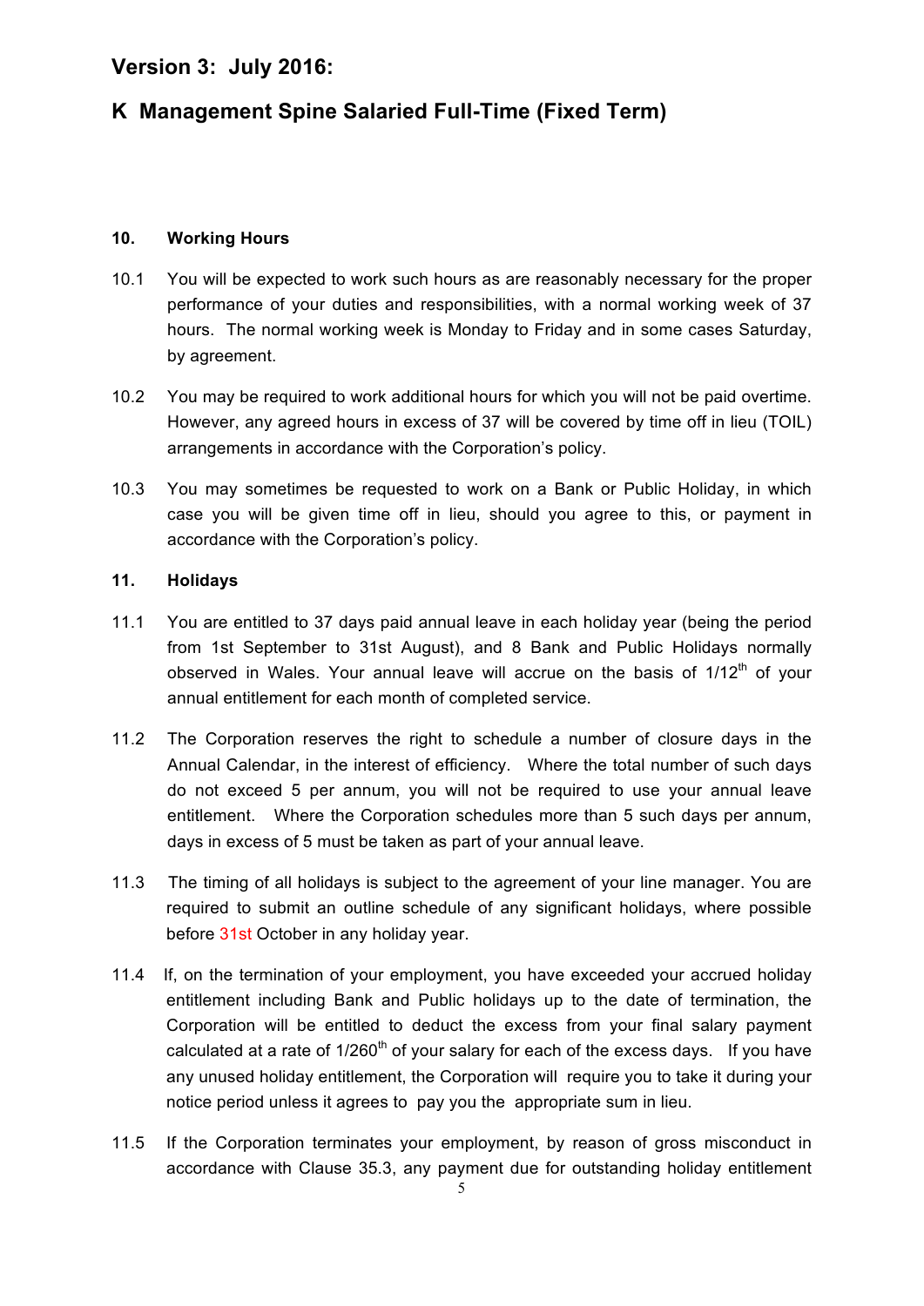# Version 3: July 2016:

# K Management Spine Salaried Full-Time (Fixed Term)

### 10. Working Hours

10.1 You will be expected to work such hours as are reasonably necessary for the proper performance of your duties and responsibilities, with a normal working week of 37 hours. The normal working week is Monday to Friday and in some cases Saturday, by agreement.

10.2 You may be required to work additional hours for which you will not be paid overtime. However, any agreed hours in excess of 37 will be covered by time off in lieu (TOIL) arrangements in accordance with the Corporation's policy.

10.3 You may sometimes be requested to work on a Bank or Public Holiday, in which case you will be given time off in lieu, should you agree to this, or payment in accordance with the Corporation's policy.

### 11. Holidays

11.1 You are entitled to 37 days paid annual leave in each holiday year (being the period from 1st September to 31st August), and 8 Bank and Public Holidays normally observed in Wales. Your annual leave will accrue on the basis of 1/12th of your annual entitlement for each month of completed service.

11.2 The Corporation reserves the right to schedule a number of closure days in the Annual Calendar, in the interest of efficiency. Where the total number of such days do not exceed 5 per annum, you will not be required to use your annual leave entitlement. Where the Corporation schedules more than 5 such days per annum, days in excess of 5 must be taken as part of your annual leave.

11.3 The timing of all holidays is subject to the agreement of your line manager. You are required to submit an outline schedule of any significant holidays, where possible before 31st October in any holiday year.

11.4 If, on the termination of your employment, you have exceeded your accrued holiday entitlement including Bank and Public holidays up to the date of termination, the Corporation will be entitled to deduct the excess from your final salary payment calculated at a rate of 1/260th of your salary for each of the excess days. If you have any unused holiday entitlement, the Corporation will require you to take it during your notice period unless it agrees to pay you the appropriate sum in lieu.

11.5 If the Corporation terminates your employment, by reason of gross misconduct in accordance with Clause 35.3, any payment due for outstanding holiday entitlement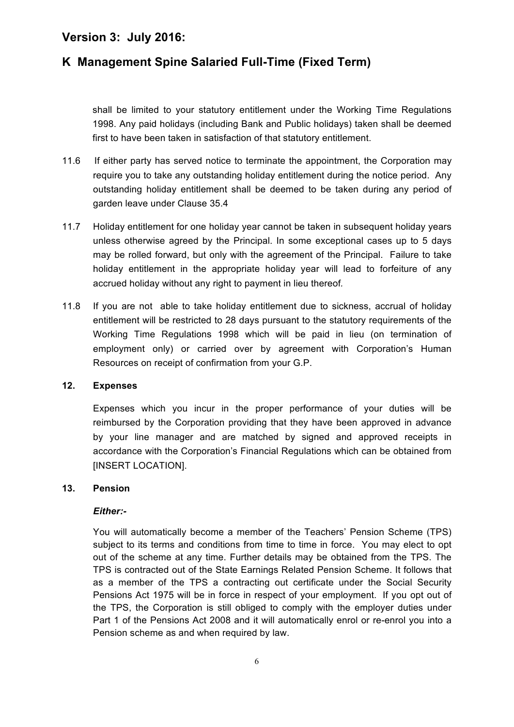shall be limited to your statutory entitlement under the Working Time Regulations 1998. Any paid holidays (including Bank and Public holidays) taken shall be deemed first to have been taken in satisfaction of that statutory entitlement.

11.6 If either party has served notice to terminate the appointment, the Corporation may require you to take any outstanding holiday entitlement during the notice period. Any outstanding holiday entitlement shall be deemed to be taken during any period of garden leave under Clause 35.4

11.7 Holiday entitlement for one holiday year cannot be taken in subsequent holiday years unless otherwise agreed by the Principal. In some exceptional cases up to 5 days may be rolled forward, but only with the agreement of the Principal. Failure to take holiday entitlement in the appropriate holiday year will lead to forfeiture of any accrued holiday without any right to payment in lieu thereof.

11.8 If you are not able to take holiday entitlement due to sickness, accrual of holiday entitlement will be restricted to 28 days pursuant to the statutory requirements of the Working Time Regulations 1998 which will be paid in lieu (on termination of employment only) or carried over by agreement with Corporation's Human Resources on receipt of confirmation from your G.P.

## 12. Expenses

Expenses which you incur in the proper performance of your duties will be reimbursed by the Corporation providing that they have been approved in advance by your line manager and are matched by signed and approved receipts in accordance with the Corporation's Financial Regulations which can be obtained from [INSERT LOCATION].

## 13. Pension

***Either:-***

You will automatically become a member of the Teachers' Pension Scheme (TPS) subject to its terms and conditions from time to time in force. You may elect to opt out of the scheme at any time. Further details may be obtained from the TPS. The TPS is contracted out of the State Earnings Related Pension Scheme. It follows that as a member of the TPS a contracting out certificate under the Social Security Pensions Act 1975 will be in force in respect of your employment. If you opt out of the TPS, the Corporation is still obliged to comply with the employer duties under Part 1 of the Pensions Act 2008 and it will automatically enrol or re-enrol you into a Pension scheme as and when required by law.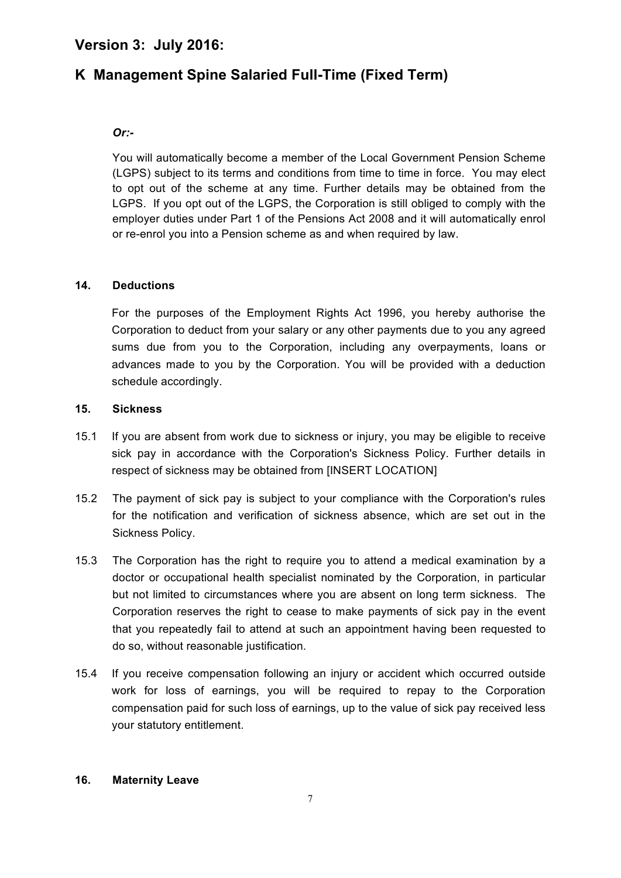***Or:-***

You will automatically become a member of the Local Government Pension Scheme (LGPS) subject to its terms and conditions from time to time in force. You may elect to opt out of the scheme at any time. Further details may be obtained from the LGPS. If you opt out of the LGPS, the Corporation is still obliged to comply with the employer duties under Part 1 of the Pensions Act 2008 and it will automatically enrol or re-enrol you into a Pension scheme as and when required by law.

**14. Deductions**

For the purposes of the Employment Rights Act 1996, you hereby authorise the Corporation to deduct from your salary or any other payments due to you any agreed sums due from you to the Corporation, including any overpayments, loans or advances made to you by the Corporation. You will be provided with a deduction schedule accordingly.

**15. Sickness**

15.1 If you are absent from work due to sickness or injury, you may be eligible to receive sick pay in accordance with the Corporation's Sickness Policy. Further details in respect of sickness may be obtained from [INSERT LOCATION]

15.2 The payment of sick pay is subject to your compliance with the Corporation's rules for the notification and verification of sickness absence, which are set out in the Sickness Policy.

15.3 The Corporation has the right to require you to attend a medical examination by a doctor or occupational health specialist nominated by the Corporation, in particular but not limited to circumstances where you are absent on long term sickness. The Corporation reserves the right to cease to make payments of sick pay in the event that you repeatedly fail to attend at such an appointment having been requested to do so, without reasonable justification.

15.4 If you receive compensation following an injury or accident which occurred outside work for loss of earnings, you will be required to repay to the Corporation compensation paid for such loss of earnings, up to the value of sick pay received less your statutory entitlement.

**16. Maternity Leave**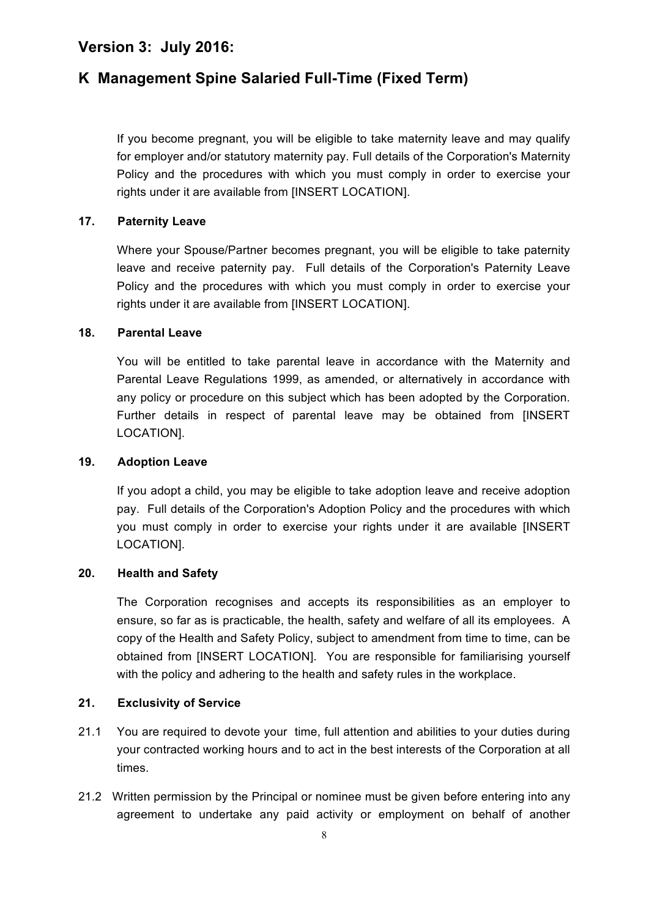If you become pregnant, you will be eligible to take maternity leave and may qualify for employer and/or statutory maternity pay. Full details of the Corporation's Maternity Policy and the procedures with which you must comply in order to exercise your rights under it are available from [INSERT LOCATION].

**17. Paternity Leave**

Where your Spouse/Partner becomes pregnant, you will be eligible to take paternity leave and receive paternity pay. Full details of the Corporation's Paternity Leave Policy and the procedures with which you must comply in order to exercise your rights under it are available from [INSERT LOCATION].

**18. Parental Leave**

You will be entitled to take parental leave in accordance with the Maternity and Parental Leave Regulations 1999, as amended, or alternatively in accordance with any policy or procedure on this subject which has been adopted by the Corporation. Further details in respect of parental leave may be obtained from [INSERT LOCATION].

**19. Adoption Leave**

If you adopt a child, you may be eligible to take adoption leave and receive adoption pay. Full details of the Corporation's Adoption Policy and the procedures with which you must comply in order to exercise your rights under it are available [INSERT LOCATION].

**20. Health and Safety**

The Corporation recognises and accepts its responsibilities as an employer to ensure, so far as is practicable, the health, safety and welfare of all its employees. A copy of the Health and Safety Policy, subject to amendment from time to time, can be obtained from [INSERT LOCATION]. You are responsible for familiarising yourself with the policy and adhering to the health and safety rules in the workplace.

**21. Exclusivity of Service**

21.1 You are required to devote your time, full attention and abilities to your duties during your contracted working hours and to act in the best interests of the Corporation at all times.

21.2 Written permission by the Principal or nominee must be given before entering into any agreement to undertake any paid activity or employment on behalf of another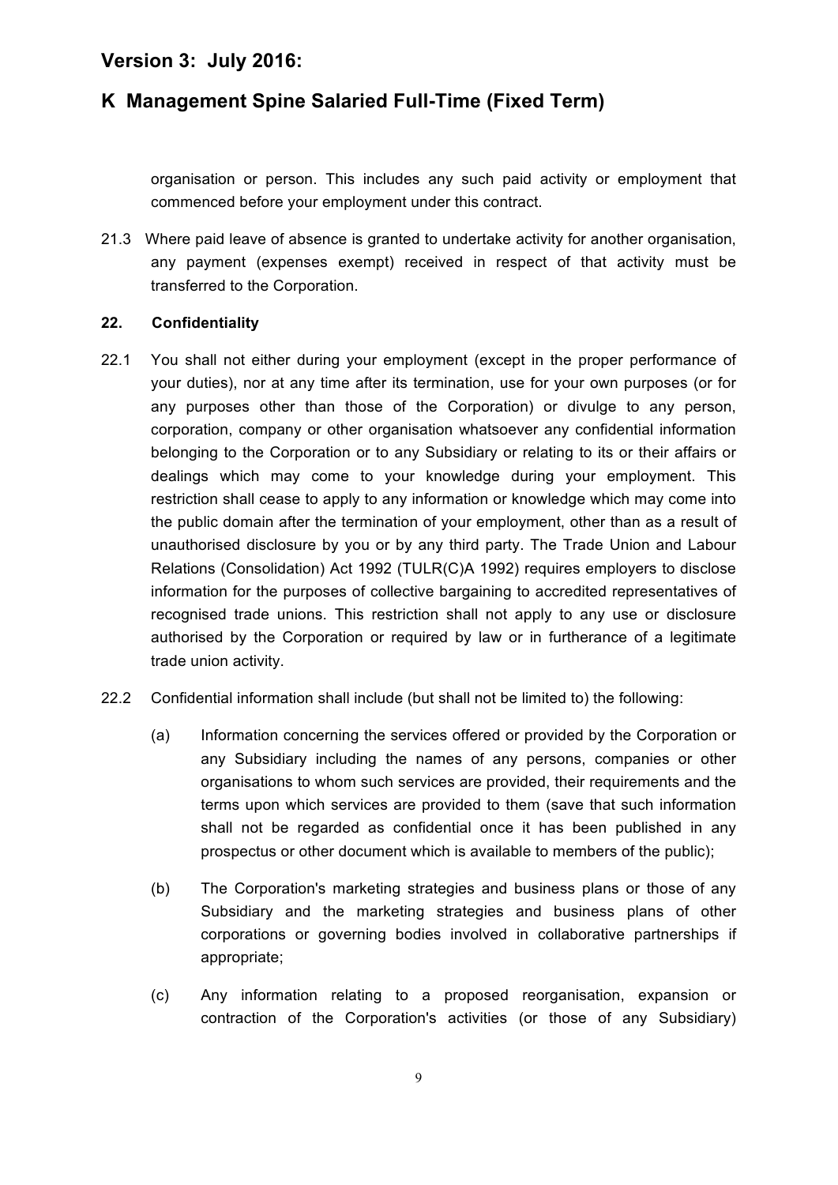organisation or person. This includes any such paid activity or employment that commenced before your employment under this contract.

21.3 Where paid leave of absence is granted to undertake activity for another organisation, any payment (expenses exempt) received in respect of that activity must be transferred to the Corporation.

**22. Confidentiality**

22.1 You shall not either during your employment (except in the proper performance of your duties), nor at any time after its termination, use for your own purposes (or for any purposes other than those of the Corporation) or divulge to any person, corporation, company or other organisation whatsoever any confidential information belonging to the Corporation or to any Subsidiary or relating to its or their affairs or dealings which may come to your knowledge during your employment. This restriction shall cease to apply to any information or knowledge which may come into the public domain after the termination of your employment, other than as a result of unauthorised disclosure by you or by any third party. The Trade Union and Labour Relations (Consolidation) Act 1992 (TULR(C)A 1992) requires employers to disclose information for the purposes of collective bargaining to accredited representatives of recognised trade unions. This restriction shall not apply to any use or disclosure authorised by the Corporation or required by law or in furtherance of a legitimate trade union activity.

22.2 Confidential information shall include (but shall not be limited to) the following:

(a) Information concerning the services offered or provided by the Corporation or any Subsidiary including the names of any persons, companies or other organisations to whom such services are provided, their requirements and the terms upon which services are provided to them (save that such information shall not be regarded as confidential once it has been published in any prospectus or other document which is available to members of the public);

(b) The Corporation's marketing strategies and business plans or those of any Subsidiary and the marketing strategies and business plans of other corporations or governing bodies involved in collaborative partnerships if appropriate;

(c) Any information relating to a proposed reorganisation, expansion or contraction of the Corporation's activities (or those of any Subsidiary)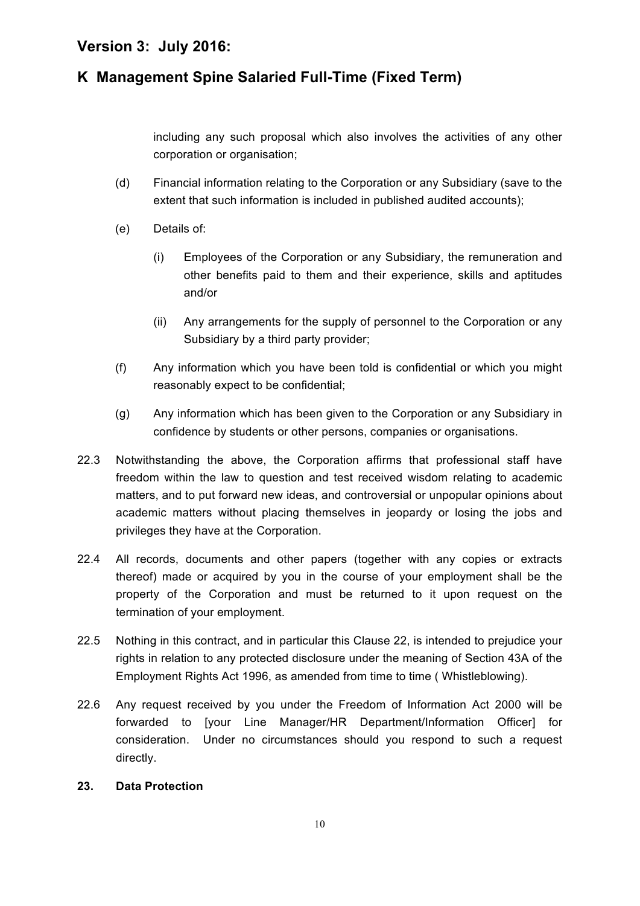including any such proposal which also involves the activities of any other corporation or organisation;

(d) Financial information relating to the Corporation or any Subsidiary (save to the extent that such information is included in published audited accounts);

(e) Details of:

(i) Employees of the Corporation or any Subsidiary, the remuneration and other benefits paid to them and their experience, skills and aptitudes and/or

(ii) Any arrangements for the supply of personnel to the Corporation or any Subsidiary by a third party provider;

(f) Any information which you have been told is confidential or which you might reasonably expect to be confidential;

(g) Any information which has been given to the Corporation or any Subsidiary in confidence by students or other persons, companies or organisations.

22.3 Notwithstanding the above, the Corporation affirms that professional staff have freedom within the law to question and test received wisdom relating to academic matters, and to put forward new ideas, and controversial or unpopular opinions about academic matters without placing themselves in jeopardy or losing the jobs and privileges they have at the Corporation.

22.4 All records, documents and other papers (together with any copies or extracts thereof) made or acquired by you in the course of your employment shall be the property of the Corporation and must be returned to it upon request on the termination of your employment.

22.5 Nothing in this contract, and in particular this Clause 22, is intended to prejudice your rights in relation to any protected disclosure under the meaning of Section 43A of the Employment Rights Act 1996, as amended from time to time ( Whistleblowing).

22.6 Any request received by you under the Freedom of Information Act 2000 will be forwarded to [your Line Manager/HR Department/Information Officer] for consideration. Under no circumstances should you respond to such a request directly.

**23. Data Protection**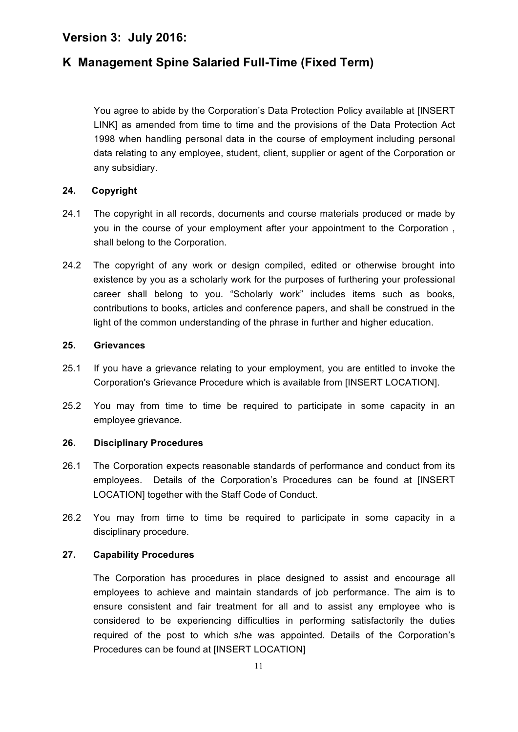You agree to abide by the Corporation's Data Protection Policy available at [INSERT LINK] as amended from time to time and the provisions of the Data Protection Act 1998 when handling personal data in the course of employment including personal data relating to any employee, student, client, supplier or agent of the Corporation or any subsidiary.

**24. Copyright**

24.1 The copyright in all records, documents and course materials produced or made by you in the course of your employment after your appointment to the Corporation , shall belong to the Corporation.

24.2 The copyright of any work or design compiled, edited or otherwise brought into existence by you as a scholarly work for the purposes of furthering your professional career shall belong to you. "Scholarly work" includes items such as books, contributions to books, articles and conference papers, and shall be construed in the light of the common understanding of the phrase in further and higher education.

**25. Grievances**

25.1 If you have a grievance relating to your employment, you are entitled to invoke the Corporation's Grievance Procedure which is available from [INSERT LOCATION].

25.2 You may from time to time be required to participate in some capacity in an employee grievance.

**26. Disciplinary Procedures**

26.1 The Corporation expects reasonable standards of performance and conduct from its employees. Details of the Corporation's Procedures can be found at [INSERT LOCATION] together with the Staff Code of Conduct.

26.2 You may from time to time be required to participate in some capacity in a disciplinary procedure.

**27. Capability Procedures**

The Corporation has procedures in place designed to assist and encourage all employees to achieve and maintain standards of job performance. The aim is to ensure consistent and fair treatment for all and to assist any employee who is considered to be experiencing difficulties in performing satisfactorily the duties required of the post to which s/he was appointed. Details of the Corporation's Procedures can be found at [INSERT LOCATION]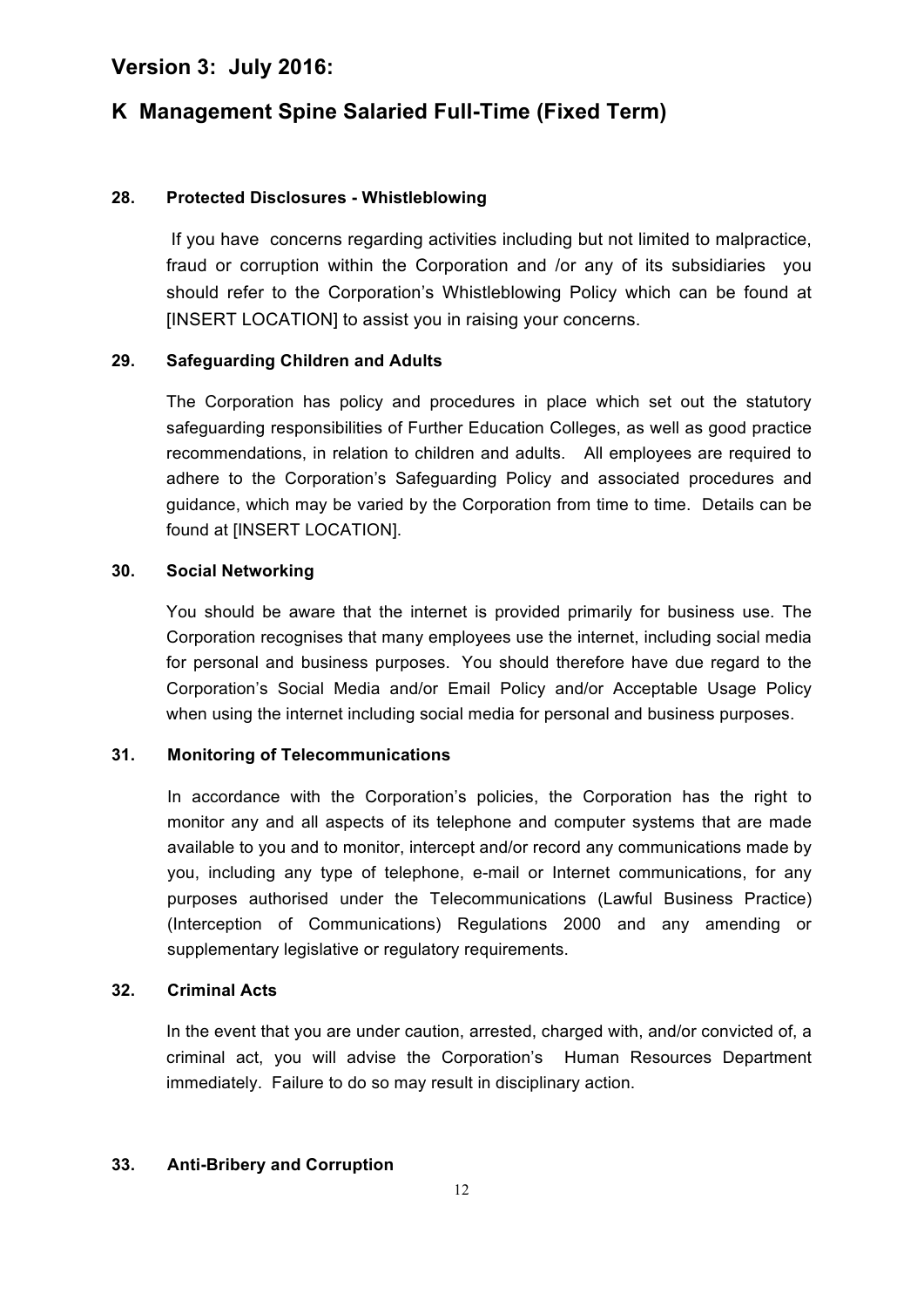## Version 3: July 2016:

## K Management Spine Salaried Full-Time (Fixed Term)

### 28. Protected Disclosures - Whistleblowing

If you have concerns regarding activities including but not limited to malpractice, fraud or corruption within the Corporation and /or any of its subsidiaries you should refer to the Corporation's Whistleblowing Policy which can be found at [INSERT LOCATION] to assist you in raising your concerns.

### 29. Safeguarding Children and Adults

The Corporation has policy and procedures in place which set out the statutory safeguarding responsibilities of Further Education Colleges, as well as good practice recommendations, in relation to children and adults. All employees are required to adhere to the Corporation's Safeguarding Policy and associated procedures and guidance, which may be varied by the Corporation from time to time. Details can be found at [INSERT LOCATION].

### 30. Social Networking

You should be aware that the internet is provided primarily for business use. The Corporation recognises that many employees use the internet, including social media for personal and business purposes. You should therefore have due regard to the Corporation's Social Media and/or Email Policy and/or Acceptable Usage Policy when using the internet including social media for personal and business purposes.

### 31. Monitoring of Telecommunications

In accordance with the Corporation's policies, the Corporation has the right to monitor any and all aspects of its telephone and computer systems that are made available to you and to monitor, intercept and/or record any communications made by you, including any type of telephone, e-mail or Internet communications, for any purposes authorised under the Telecommunications (Lawful Business Practice) (Interception of Communications) Regulations 2000 and any amending or supplementary legislative or regulatory requirements.

### 32. Criminal Acts

In the event that you are under caution, arrested, charged with, and/or convicted of, a criminal act, you will advise the Corporation's Human Resources Department immediately. Failure to do so may result in disciplinary action.

### 33. Anti-Bribery and Corruption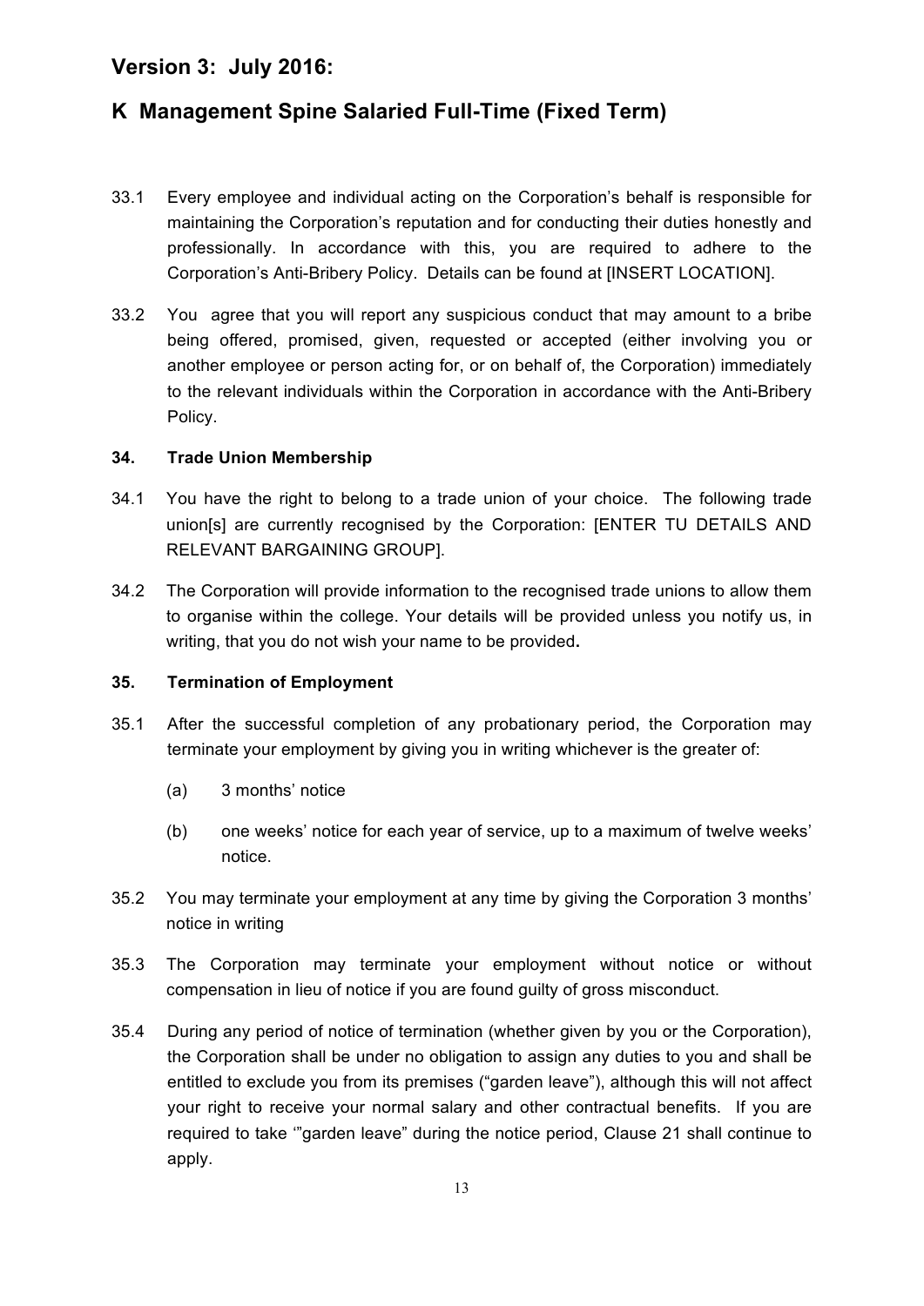## Version 3: July 2016:

## K Management Spine Salaried Full-Time (Fixed Term)

33.1 Every employee and individual acting on the Corporation's behalf is responsible for maintaining the Corporation's reputation and for conducting their duties honestly and professionally. In accordance with this, you are required to adhere to the Corporation's Anti-Bribery Policy. Details can be found at [INSERT LOCATION].

33.2 You agree that you will report any suspicious conduct that may amount to a bribe being offered, promised, given, requested or accepted (either involving you or another employee or person acting for, or on behalf of, the Corporation) immediately to the relevant individuals within the Corporation in accordance with the Anti-Bribery Policy.

### 34. Trade Union Membership

34.1 You have the right to belong to a trade union of your choice. The following trade union[s] are currently recognised by the Corporation: [ENTER TU DETAILS AND RELEVANT BARGAINING GROUP].

34.2 The Corporation will provide information to the recognised trade unions to allow them to organise within the college. Your details will be provided unless you notify us, in writing, that you do not wish your name to be provided.

### 35. Termination of Employment

35.1 After the successful completion of any probationary period, the Corporation may terminate your employment by giving you in writing whichever is the greater of:

(a) 3 months' notice

(b) one weeks' notice for each year of service, up to a maximum of twelve weeks' notice.

35.2 You may terminate your employment at any time by giving the Corporation 3 months' notice in writing

35.3 The Corporation may terminate your employment without notice or without compensation in lieu of notice if you are found guilty of gross misconduct.

35.4 During any period of notice of termination (whether given by you or the Corporation), the Corporation shall be under no obligation to assign any duties to you and shall be entitled to exclude you from its premises ("garden leave"), although this will not affect your right to receive your normal salary and other contractual benefits. If you are required to take '"garden leave" during the notice period, Clause 21 shall continue to apply.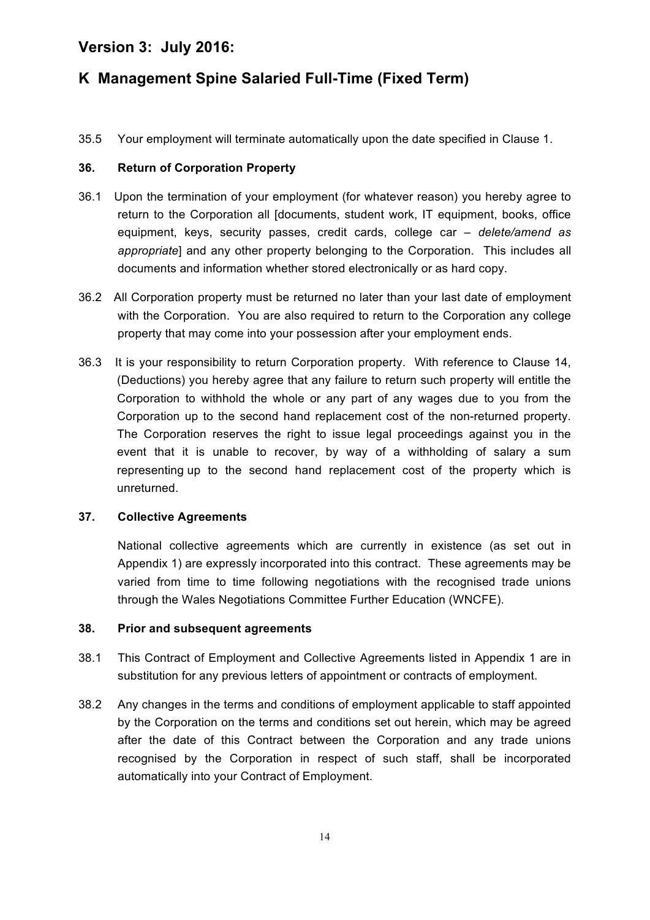# Version 3: July 2016:

# K Management Spine Salaried Full-Time (Fixed Term)

35.5 Your employment will terminate automatically upon the date specified in Clause 1.

**36. Return of Corporation Property**

36.1 Upon the termination of your employment (for whatever reason) you hereby agree to return to the Corporation all [documents, student work, IT equipment, books, office equipment, keys, security passes, credit cards, college car – *delete/amend as appropriate*] and any other property belonging to the Corporation. This includes all documents and information whether stored electronically or as hard copy.

36.2 All Corporation property must be returned no later than your last date of employment with the Corporation. You are also required to return to the Corporation any college property that may come into your possession after your employment ends.

36.3 It is your responsibility to return Corporation property. With reference to Clause 14, (Deductions) you hereby agree that any failure to return such property will entitle the Corporation to withhold the whole or any part of any wages due to you from the Corporation up to the second hand replacement cost of the non-returned property. The Corporation reserves the right to issue legal proceedings against you in the event that it is unable to recover, by way of a withholding of salary a sum representing up to the second hand replacement cost of the property which is unreturned.

**37. Collective Agreements**

National collective agreements which are currently in existence (as set out in Appendix 1) are expressly incorporated into this contract. These agreements may be varied from time to time following negotiations with the recognised trade unions through the Wales Negotiations Committee Further Education (WNCFE).

**38. Prior and subsequent agreements**

38.1 This Contract of Employment and Collective Agreements listed in Appendix 1 are in substitution for any previous letters of appointment or contracts of employment.

38.2 Any changes in the terms and conditions of employment applicable to staff appointed by the Corporation on the terms and conditions set out herein, which may be agreed after the date of this Contract between the Corporation and any trade unions recognised by the Corporation in respect of such staff, shall be incorporated automatically into your Contract of Employment.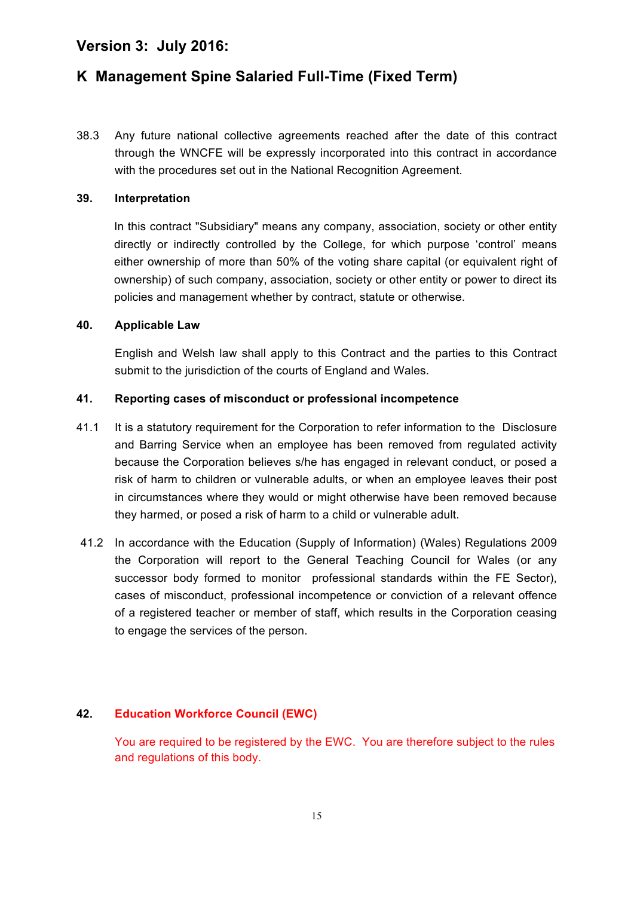# Version 3: July 2016:

## K Management Spine Salaried Full-Time (Fixed Term)

38.3 Any future national collective agreements reached after the date of this contract through the WNCFE will be expressly incorporated into this contract in accordance with the procedures set out in the National Recognition Agreement.

**39. Interpretation**

In this contract "Subsidiary" means any company, association, society or other entity directly or indirectly controlled by the College, for which purpose 'control' means either ownership of more than 50% of the voting share capital (or equivalent right of ownership) of such company, association, society or other entity or power to direct its policies and management whether by contract, statute or otherwise.

**40. Applicable Law**

English and Welsh law shall apply to this Contract and the parties to this Contract submit to the jurisdiction of the courts of England and Wales.

**41. Reporting cases of misconduct or professional incompetence**

41.1 It is a statutory requirement for the Corporation to refer information to the Disclosure and Barring Service when an employee has been removed from regulated activity because the Corporation believes s/he has engaged in relevant conduct, or posed a risk of harm to children or vulnerable adults, or when an employee leaves their post in circumstances where they would or might otherwise have been removed because they harmed, or posed a risk of harm to a child or vulnerable adult.

41.2 In accordance with the Education (Supply of Information) (Wales) Regulations 2009 the Corporation will report to the General Teaching Council for Wales (or any successor body formed to monitor professional standards within the FE Sector), cases of misconduct, professional incompetence or conviction of a relevant offence of a registered teacher or member of staff, which results in the Corporation ceasing to engage the services of the person.

**42. Education Workforce Council (EWC)**

You are required to be registered by the EWC. You are therefore subject to the rules and regulations of this body.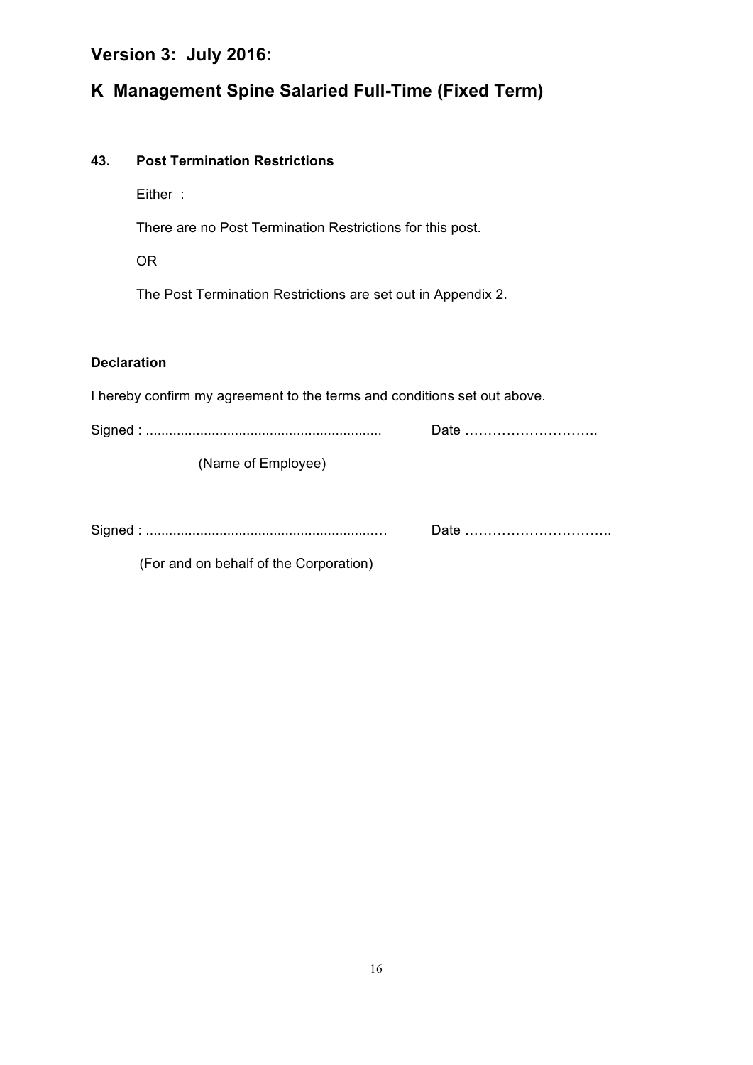## Version 3: July 2016:

## K Management Spine Salaried Full-Time (Fixed Term)

**43. Post Termination Restrictions**

Either :

There are no Post Termination Restrictions for this post.

OR

The Post Termination Restrictions are set out in Appendix 2.

**Declaration**

I hereby confirm my agreement to the terms and conditions set out above.

Signed : ............................................................ Date ………………………..

(Name of Employee)

Signed : ............................................................… Date …………………………..

(For and on behalf of the Corporation)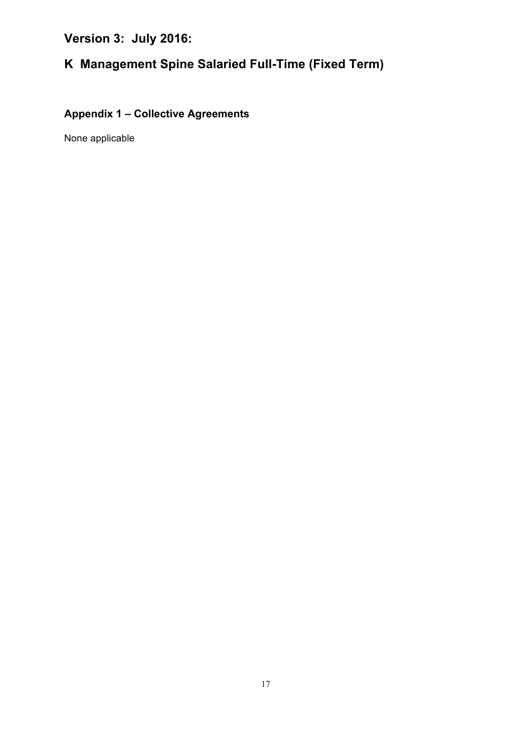# Version 3: July 2016:

# K Management Spine Salaried Full-Time (Fixed Term)

## Appendix 1 – Collective Agreements

None applicable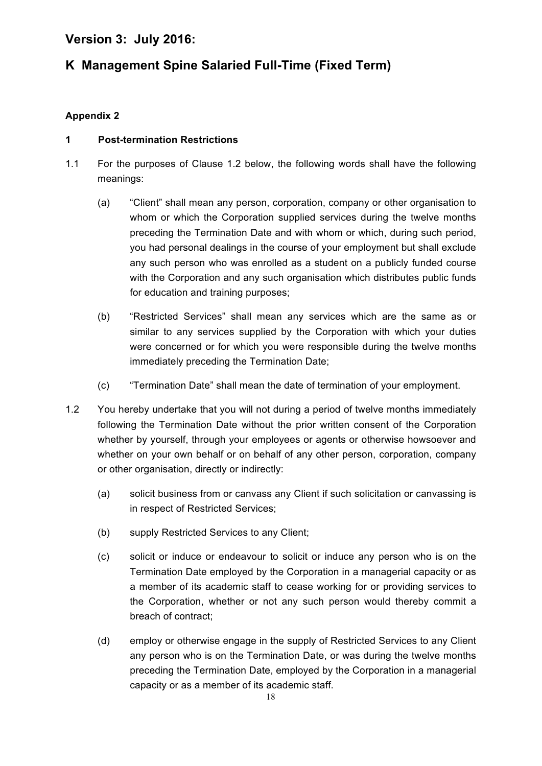## Version 3: July 2016:

## K Management Spine Salaried Full-Time (Fixed Term)

**Appendix 2**

**1 Post-termination Restrictions**

1.1 For the purposes of Clause 1.2 below, the following words shall have the following meanings:

(a) "Client" shall mean any person, corporation, company or other organisation to whom or which the Corporation supplied services during the twelve months preceding the Termination Date and with whom or which, during such period, you had personal dealings in the course of your employment but shall exclude any such person who was enrolled as a student on a publicly funded course with the Corporation and any such organisation which distributes public funds for education and training purposes;

(b) "Restricted Services" shall mean any services which are the same as or similar to any services supplied by the Corporation with which your duties were concerned or for which you were responsible during the twelve months immediately preceding the Termination Date;

(c) "Termination Date" shall mean the date of termination of your employment.

1.2 You hereby undertake that you will not during a period of twelve months immediately following the Termination Date without the prior written consent of the Corporation whether by yourself, through your employees or agents or otherwise howsoever and whether on your own behalf or on behalf of any other person, corporation, company or other organisation, directly or indirectly:

(a) solicit business from or canvass any Client if such solicitation or canvassing is in respect of Restricted Services;

(b) supply Restricted Services to any Client;

(c) solicit or induce or endeavour to solicit or induce any person who is on the Termination Date employed by the Corporation in a managerial capacity or as a member of its academic staff to cease working for or providing services to the Corporation, whether or not any such person would thereby commit a breach of contract;

(d) employ or otherwise engage in the supply of Restricted Services to any Client any person who is on the Termination Date, or was during the twelve months preceding the Termination Date, employed by the Corporation in a managerial capacity or as a member of its academic staff.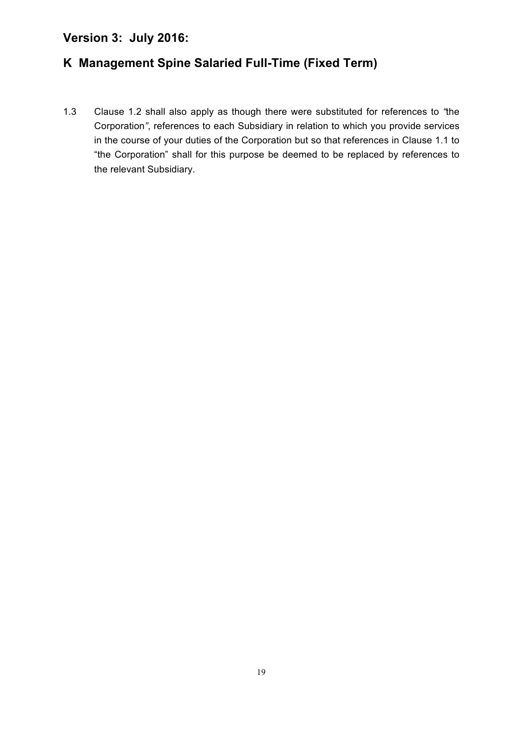## Version 3: July 2016:

## K Management Spine Salaried Full-Time (Fixed Term)

1.3 Clause 1.2 shall also apply as though there were substituted for references to "the Corporation", references to each Subsidiary in relation to which you provide services in the course of your duties of the Corporation but so that references in Clause 1.1 to "the Corporation" shall for this purpose be deemed to be replaced by references to the relevant Subsidiary.